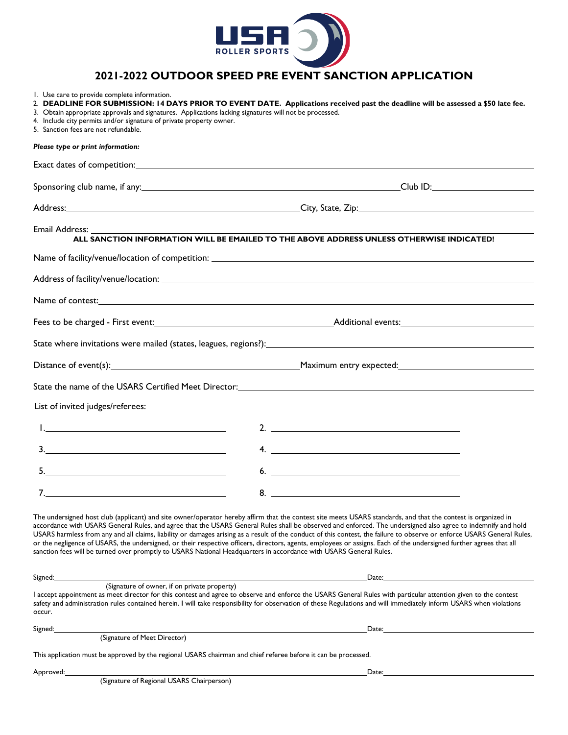# 2021-2022 OUTDOOR SPEED PRE EVENT SANCTION APPLICATION

1. Use care to provide complete information.
2. **DEADLINE FOR SUBMISSION: 14 DAYS PRIOR TO EVENT DATE. Applications received past the deadline will be assessed a $50 late fee.**
3. Obtain appropriate approvals and signatures. Applications lacking signatures will not be processed.
4. Include city permits and/or signature of private property owner.
5. Sanction fees are not refundable.

***Please type or print information:***

Exact dates of competition: ______________________________

Sponsoring club name, if any: ______________________________ Club ID: ______________

Address: ______________________________ City, State, Zip: ______________________________

Email Address: ______________________________

**ALL SANCTION INFORMATION WILL BE EMAILED TO THE ABOVE ADDRESS UNLESS OTHERWISE INDICATED!**

Name of facility/venue/location of competition: ______________________________

Address of facility/venue/location: ______________________________

Name of contest: ______________________________

Fees to be charged - First event: ______________________________ Additional events: ______________

State where invitations were mailed (states, leagues, regions?): ______________________________

Distance of event(s): ______________________________ Maximum entry expected: ______________

State the name of the USARS Certified Meet Director: ______________________________

List of invited judges/referees:

1. ______________________________ 2. ______________________________
3. ______________________________ 4. ______________________________
5. ______________________________ 6. ______________________________
7. ______________________________ 8. ______________________________

The undersigned host club (applicant) and site owner/operator hereby affirm that the contest site meets USARS standards, and that the contest is organized in accordance with USARS General Rules, and agree that the USARS General Rules shall be observed and enforced. The undersigned also agree to indemnify and hold USARS harmless from any and all claims, liability or damages arising as a result of the conduct of this contest, the failure to observe or enforce USARS General Rules, or the negligence of USARS, the undersigned, or their respective officers, directors, agents, employees or assigns. Each of the undersigned further agrees that all sanction fees will be turned over promptly to USARS National Headquarters in accordance with USARS General Rules.

Signed: ______________________________ Date: ______________
(Signature of owner, if on private property)

I accept appointment as meet director for this contest and agree to observe and enforce the USARS General Rules with particular attention given to the contest safety and administration rules contained herein. I will take responsibility for observation of these Regulations and will immediately inform USARS when violations occur.

Signed: ______________________________ Date: ______________
(Signature of Meet Director)

This application must be approved by the regional USARS chairman and chief referee before it can be processed.

Approved: ______________________________ Date: ______________
(Signature of Regional USARS Chairperson)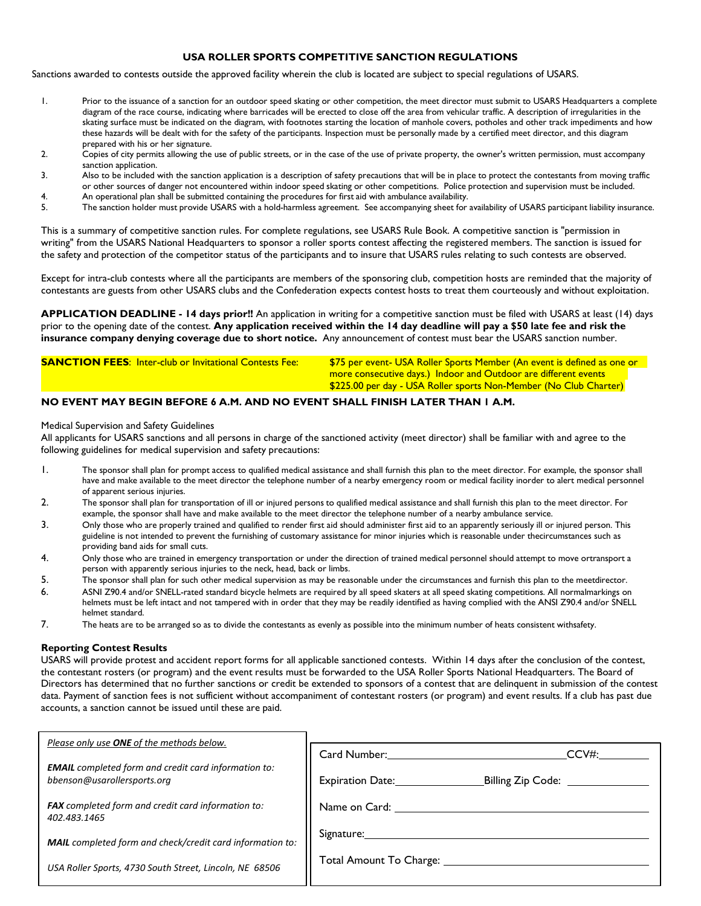## USA ROLLER SPORTS COMPETITIVE SANCTION REGULATIONS

Sanctions awarded to contests outside the approved facility wherein the club is located are subject to special regulations of USARS.

1. Prior to the issuance of a sanction for an outdoor speed skating or other competition, the meet director must submit to USARS Headquarters a complete diagram of the race course, indicating where barricades will be erected to close off the area from vehicular traffic. A description of irregularities in the skating surface must be indicated on the diagram, with footnotes starting the location of manhole covers, potholes and other track impediments and how these hazards will be dealt with for the safety of the participants. Inspection must be personally made by a certified meet director, and this diagram prepared with his or her signature.
2. Copies of city permits allowing the use of public streets, or in the case of the use of private property, the owner's written permission, must accompany sanction application.
3. Also to be included with the sanction application is a description of safety precautions that will be in place to protect the contestants from moving traffic or other sources of danger not encountered within indoor speed skating or other competitions. Police protection and supervision must be included.
4. An operational plan shall be submitted containing the procedures for first aid with ambulance availability.
5. The sanction holder must provide USARS with a hold-harmless agreement. See accompanying sheet for availability of USARS participant liability insurance.

This is a summary of competitive sanction rules. For complete regulations, see USARS Rule Book. A competitive sanction is "permission in writing" from the USARS National Headquarters to sponsor a roller sports contest affecting the registered members. The sanction is issued for the safety and protection of the competitor status of the participants and to insure that USARS rules relating to such contests are observed.

Except for intra-club contests where all the participants are members of the sponsoring club, competition hosts are reminded that the majority of contestants are guests from other USARS clubs and the Confederation expects contest hosts to treat them courteously and without exploitation.

**APPLICATION DEADLINE - 14 days prior!!** An application in writing for a competitive sanction must be filed with USARS at least (14) days prior to the opening date of the contest. **Any application received within the 14 day deadline will pay a $50 late fee and risk the insurance company denying coverage due to short notice.** Any announcement of contest must bear the USARS sanction number.

**SANCTION FEES**: Inter-club or Invitational Contests Fee: $75 per event- USA Roller Sports Member (An event is defined as one or more consecutive days.) Indoor and Outdoor are different events
$225.00 per day - USA Roller sports Non-Member (No Club Charter)

**NO EVENT MAY BEGIN BEFORE 6 A.M. AND NO EVENT SHALL FINISH LATER THAN 1 A.M.**

Medical Supervision and Safety Guidelines
All applicants for USARS sanctions and all persons in charge of the sanctioned activity (meet director) shall be familiar with and agree to the following guidelines for medical supervision and safety precautions:

1. The sponsor shall plan for prompt access to qualified medical assistance and shall furnish this plan to the meet director. For example, the sponsor shall have and make available to the meet director the telephone number of a nearby emergency room or medical facility inorder to alert medical personnel of apparent serious injuries.
2. The sponsor shall plan for transportation of ill or injured persons to qualified medical assistance and shall furnish this plan to the meet director. For example, the sponsor shall have and make available to the meet director the telephone number of a nearby ambulance service.
3. Only those who are properly trained and qualified to render first aid should administer first aid to an apparently seriously ill or injured person. This guideline is not intended to prevent the furnishing of customary assistance for minor injuries which is reasonable under thecircumstances such as providing band aids for small cuts.
4. Only those who are trained in emergency transportation or under the direction of trained medical personnel should attempt to move ortransport a person with apparently serious injuries to the neck, head, back or limbs.
5. The sponsor shall plan for such other medical supervision as may be reasonable under the circumstances and furnish this plan to the meetdirector.
6. ASNI Z90.4 and/or SNELL-rated standard bicycle helmets are required by all speed skaters at all speed skating competitions. All normalmarkings on helmets must be left intact and not tampered with in order that they may be readily identified as having complied with the ANSI Z90.4 and/or SNELL helmet standard.
7. The heats are to be arranged so as to divide the contestants as evenly as possible into the minimum number of heats consistent withsafety.

**Reporting Contest Results**
USARS will provide protest and accident report forms for all applicable sanctioned contests. Within 14 days after the conclusion of the contest, the contestant rosters (or program) and the event results must be forwarded to the USA Roller Sports National Headquarters. The Board of Directors has determined that no further sanctions or credit be extended to sponsors of a contest that are delinquent in submission of the contest data. Payment of sanction fees is not sufficient without accompaniment of contestant rosters (or program) and event results. If a club has past due accounts, a sanction cannot be issued until these are paid.

*Please only use **ONE** of the methods below.*

***EMAIL** completed form and credit card information to: bbenson@usarollersports.org*

***FAX** completed form and credit card information to: 402.483.1465*

***MAIL** completed form and check/credit card information to:*

*USA Roller Sports, 4730 South Street, Lincoln, NE 68506*

Card Number: ____________________ CCV#: ________

Expiration Date: ____________ Billing Zip Code: ____________

Name on Card: ____________________

Signature: ____________________

Total Amount To Charge: ____________________